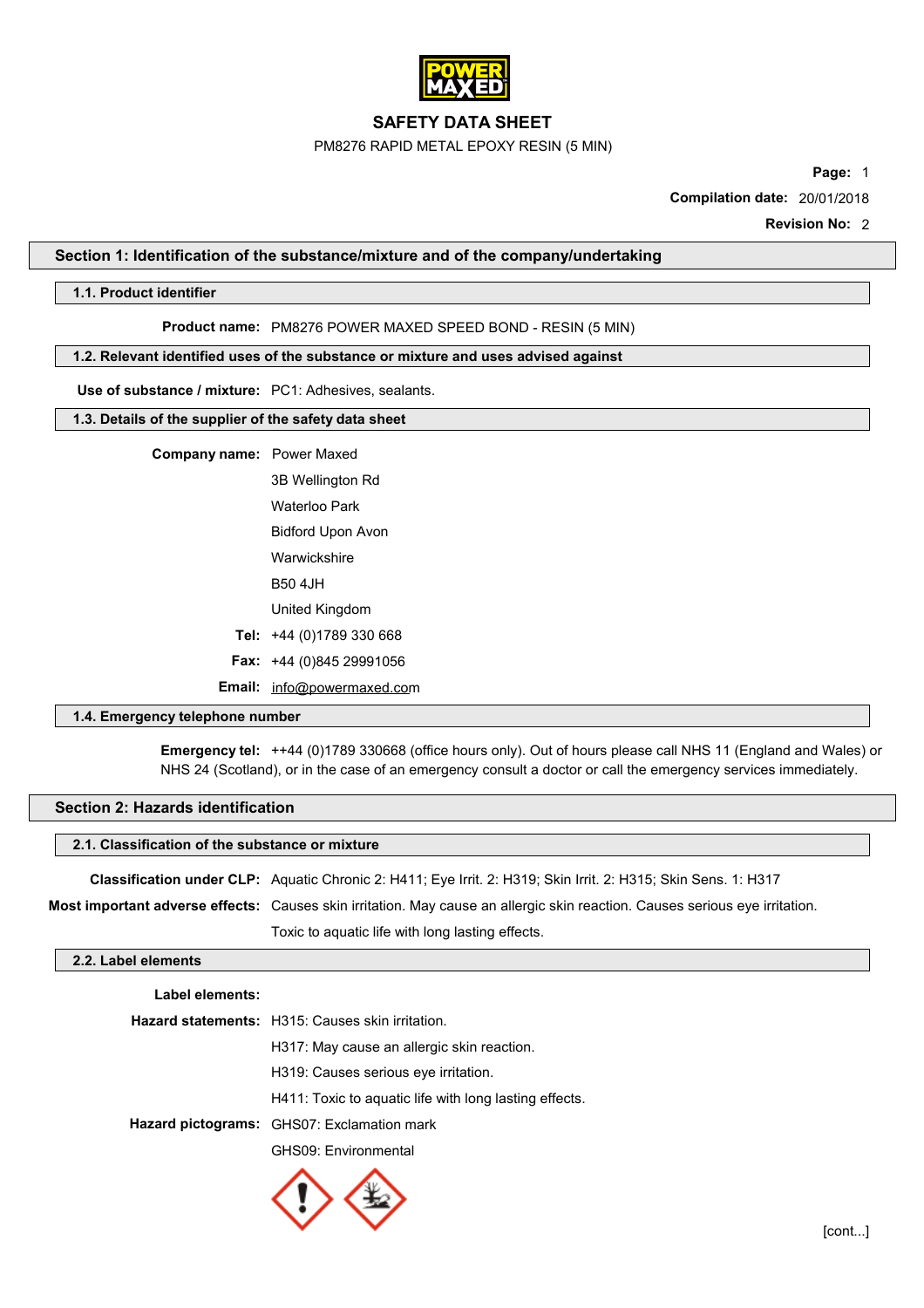# SAFETY DATA SHEET

PM8276 RAPID METAL EPOXY RESIN (5 MIN)

**Page:** 1

**Compilation date:** 20/01/2018

**Revision No:** 2

## Section 1: Identification of the substance/mixture and of the company/undertaking

### 1.1. Product identifier

**Product name:** PM8276 POWER MAXED SPEED BOND - RESIN (5 MIN)

### 1.2. Relevant identified uses of the substance or mixture and uses advised against

**Use of substance / mixture:** PC1: Adhesives, sealants.

### 1.3. Details of the supplier of the safety data sheet

**Company name:** Power Maxed

3B Wellington Rd

Waterloo Park

Bidford Upon Avon

Warwickshire

B50 4JH

United Kingdom

**Tel:** +44 (0)1789 330 668

**Fax:** +44 (0)845 29991056

**Email:** info@powermaxed.com

### 1.4. Emergency telephone number

**Emergency tel:** ++44 (0)1789 330668 (office hours only). Out of hours please call NHS 11 (England and Wales) or NHS 24 (Scotland), or in the case of an emergency consult a doctor or call the emergency services immediately.

## Section 2: Hazards identification

### 2.1. Classification of the substance or mixture

**Classification under CLP:** Aquatic Chronic 2: H411; Eye Irrit. 2: H319; Skin Irrit. 2: H315; Skin Sens. 1: H317

**Most important adverse effects:** Causes skin irritation. May cause an allergic skin reaction. Causes serious eye irritation. Toxic to aquatic life with long lasting effects.

### 2.2. Label elements

**Label elements:**

**Hazard statements:** H315: Causes skin irritation.

H317: May cause an allergic skin reaction.

H319: Causes serious eye irritation.

H411: Toxic to aquatic life with long lasting effects.

**Hazard pictograms:** GHS07: Exclamation mark

GHS09: Environmental

[cont...]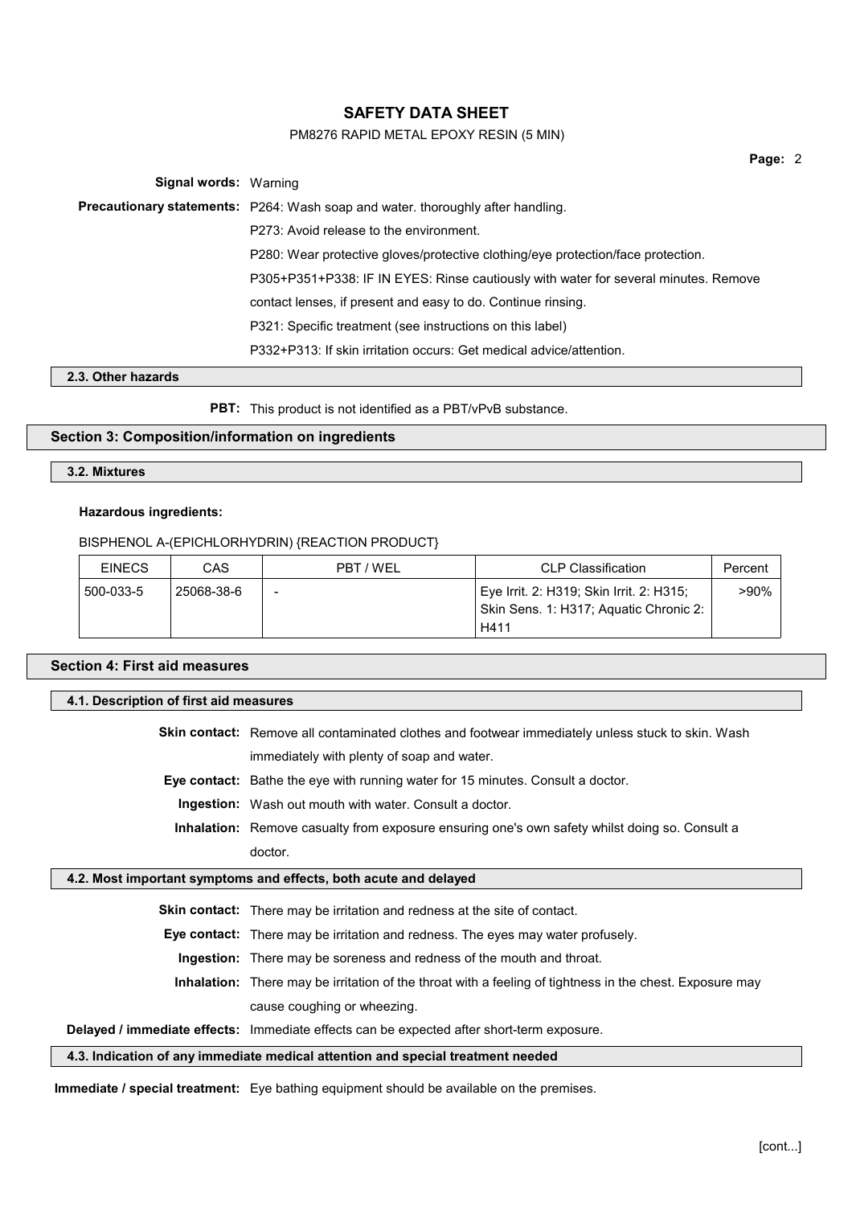**Signal words:** Warning

**Precautionary statements:** P264: Wash soap and water. thoroughly after handling.

P273: Avoid release to the environment.

P280: Wear protective gloves/protective clothing/eye protection/face protection.

P305+P351+P338: IF IN EYES: Rinse cautiously with water for several minutes. Remove contact lenses, if present and easy to do. Continue rinsing.

P321: Specific treatment (see instructions on this label)

P332+P313: If skin irritation occurs: Get medical advice/attention.

### 2.3. Other hazards

**PBT:** This product is not identified as a PBT/vPvB substance.

## Section 3: Composition/information on ingredients

### 3.2. Mixtures

**Hazardous ingredients:**

BISPHENOL A-(EPICHLORHYDRIN) {REACTION PRODUCT}

| EINECS | CAS | PBT / WEL | CLP Classification | Percent |
|---|---|---|---|---|
| 500-033-5 | 25068-38-6 | - | Eye Irrit. 2: H319; Skin Irrit. 2: H315; Skin Sens. 1: H317; Aquatic Chronic 2: H411 | >90% |

## Section 4: First aid measures

### 4.1. Description of first aid measures

**Skin contact:** Remove all contaminated clothes and footwear immediately unless stuck to skin. Wash immediately with plenty of soap and water.

**Eye contact:** Bathe the eye with running water for 15 minutes. Consult a doctor.

**Ingestion:** Wash out mouth with water. Consult a doctor.

**Inhalation:** Remove casualty from exposure ensuring one's own safety whilst doing so. Consult a doctor.

### 4.2. Most important symptoms and effects, both acute and delayed

**Skin contact:** There may be irritation and redness at the site of contact.

**Eye contact:** There may be irritation and redness. The eyes may water profusely.

**Ingestion:** There may be soreness and redness of the mouth and throat.

**Inhalation:** There may be irritation of the throat with a feeling of tightness in the chest. Exposure may cause coughing or wheezing.

**Delayed / immediate effects:** Immediate effects can be expected after short-term exposure.

### 4.3. Indication of any immediate medical attention and special treatment needed

**Immediate / special treatment:** Eye bathing equipment should be available on the premises.

[cont...]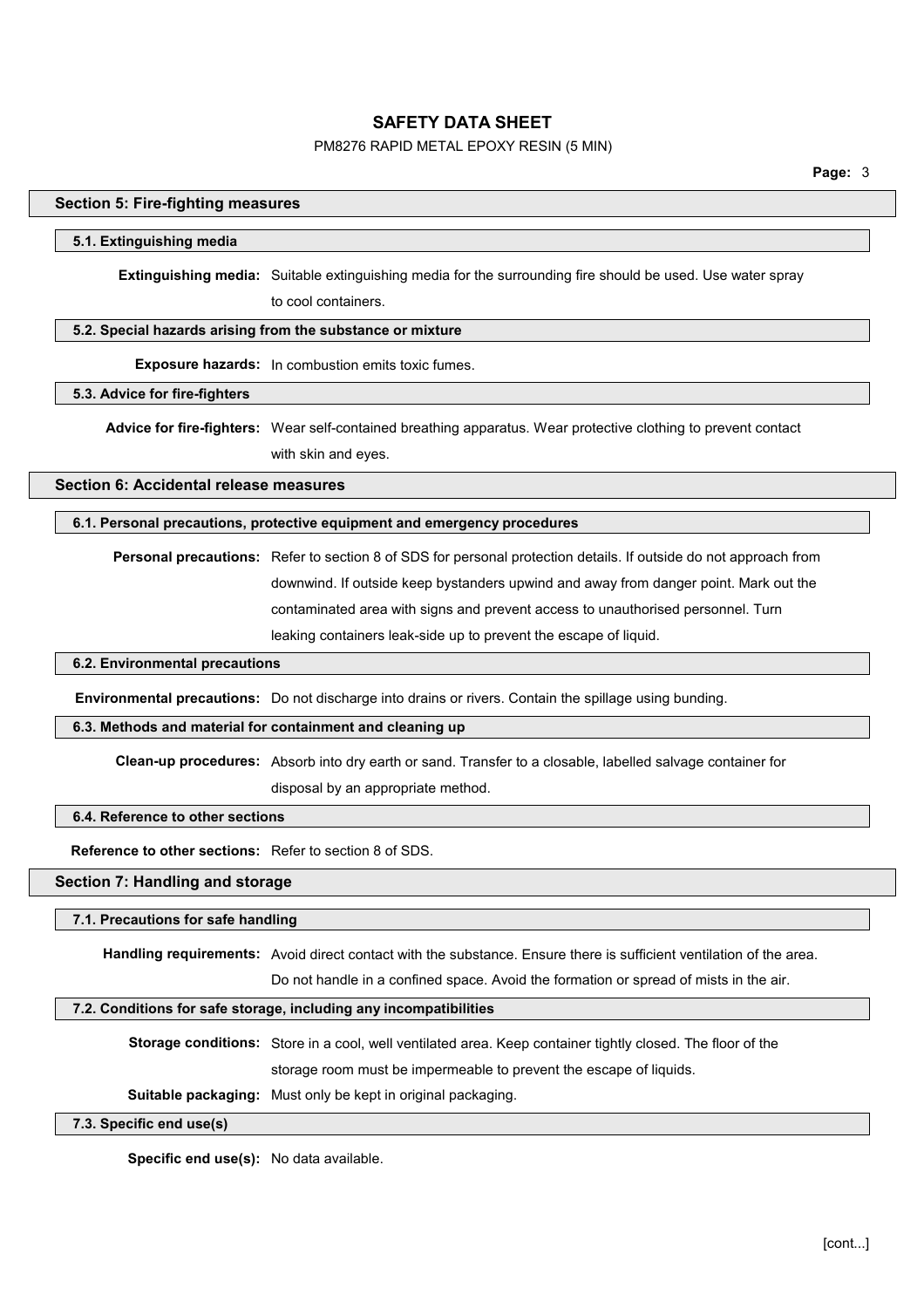## Section 5: Fire-fighting measures

### 5.1. Extinguishing media

**Extinguishing media:** Suitable extinguishing media for the surrounding fire should be used. Use water spray to cool containers.

### 5.2. Special hazards arising from the substance or mixture

**Exposure hazards:** In combustion emits toxic fumes.

### 5.3. Advice for fire-fighters

**Advice for fire-fighters:** Wear self-contained breathing apparatus. Wear protective clothing to prevent contact with skin and eyes.

## Section 6: Accidental release measures

### 6.1. Personal precautions, protective equipment and emergency procedures

**Personal precautions:** Refer to section 8 of SDS for personal protection details. If outside do not approach from downwind. If outside keep bystanders upwind and away from danger point. Mark out the contaminated area with signs and prevent access to unauthorised personnel. Turn leaking containers leak-side up to prevent the escape of liquid.

### 6.2. Environmental precautions

**Environmental precautions:** Do not discharge into drains or rivers. Contain the spillage using bunding.

### 6.3. Methods and material for containment and cleaning up

**Clean-up procedures:** Absorb into dry earth or sand. Transfer to a closable, labelled salvage container for disposal by an appropriate method.

### 6.4. Reference to other sections

**Reference to other sections:** Refer to section 8 of SDS.

## Section 7: Handling and storage

### 7.1. Precautions for safe handling

**Handling requirements:** Avoid direct contact with the substance. Ensure there is sufficient ventilation of the area. Do not handle in a confined space. Avoid the formation or spread of mists in the air.

### 7.2. Conditions for safe storage, including any incompatibilities

**Storage conditions:** Store in a cool, well ventilated area. Keep container tightly closed. The floor of the storage room must be impermeable to prevent the escape of liquids.

**Suitable packaging:** Must only be kept in original packaging.

### 7.3. Specific end use(s)

**Specific end use(s):** No data available.

[cont...]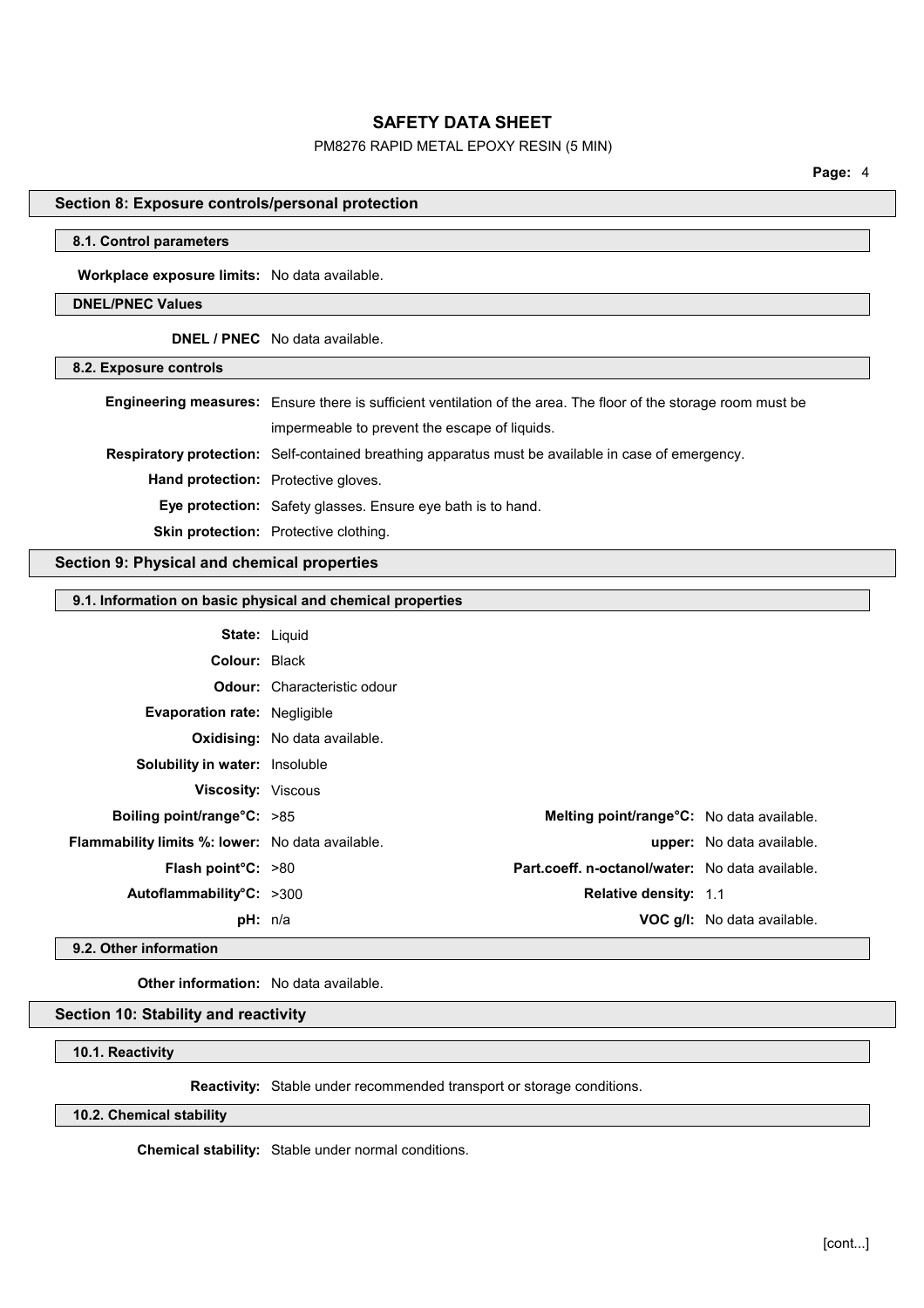## Section 8: Exposure controls/personal protection

### 8.1. Control parameters

**Workplace exposure limits:** No data available.

### DNEL/PNEC Values

**DNEL / PNEC** No data available.

### 8.2. Exposure controls

**Engineering measures:** Ensure there is sufficient ventilation of the area. The floor of the storage room must be impermeable to prevent the escape of liquids.

**Respiratory protection:** Self-contained breathing apparatus must be available in case of emergency.

**Hand protection:** Protective gloves.

**Eye protection:** Safety glasses. Ensure eye bath is to hand.

**Skin protection:** Protective clothing.

## Section 9: Physical and chemical properties

### 9.1. Information on basic physical and chemical properties

**State:** Liquid

**Colour:** Black

**Odour:** Characteristic odour

**Evaporation rate:** Negligible

**Oxidising:** No data available.

**Solubility in water:** Insoluble

**Viscosity:** Viscous

| | | | |
|---|---|---|---|
| **Boiling point/range°C:** | >85 | **Melting point/range°C:** | No data available. |
| **Flammability limits %: lower:** | No data available. | **upper:** | No data available. |
| **Flash point°C:** | >80 | **Part.coeff. n-octanol/water:** | No data available. |
| **Autoflammability°C:** | >300 | **Relative density:** | 1.1 |
| **pH:** | n/a | **VOC g/l:** | No data available. |

### 9.2. Other information

**Other information:** No data available.

## Section 10: Stability and reactivity

### 10.1. Reactivity

**Reactivity:** Stable under recommended transport or storage conditions.

### 10.2. Chemical stability

**Chemical stability:** Stable under normal conditions.

[cont...]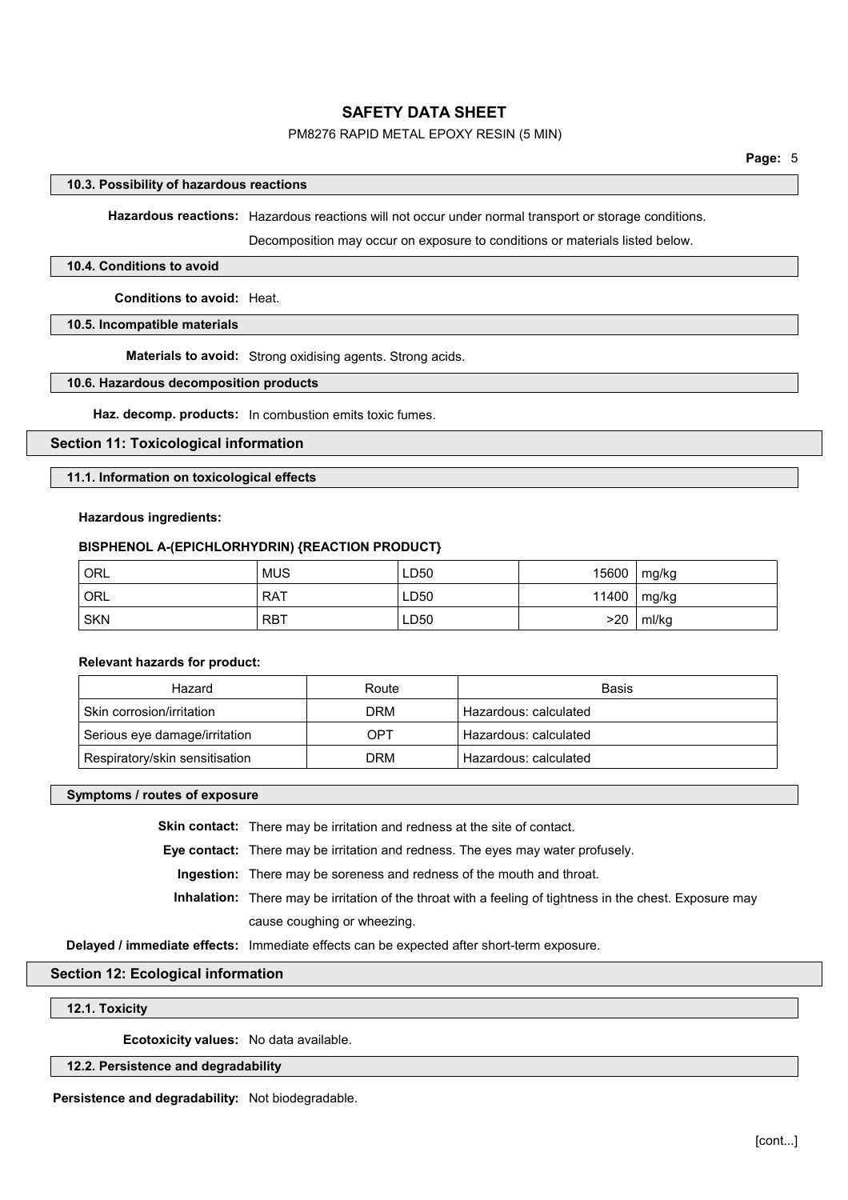#### 10.3. Possibility of hazardous reactions

**Hazardous reactions:** Hazardous reactions will not occur under normal transport or storage conditions.

Decomposition may occur on exposure to conditions or materials listed below.

#### 10.4. Conditions to avoid

**Conditions to avoid:** Heat.

#### 10.5. Incompatible materials

**Materials to avoid:** Strong oxidising agents. Strong acids.

#### 10.6. Hazardous decomposition products

**Haz. decomp. products:** In combustion emits toxic fumes.

## Section 11: Toxicological information

#### 11.1. Information on toxicological effects

**Hazardous ingredients:**

**BISPHENOL A-(EPICHLORHYDRIN) {REACTION PRODUCT}**

| | | | | |
|---|---|---|---|---|
| ORL | MUS | LD50 | 15600 | mg/kg |
| ORL | RAT | LD50 | 11400 | mg/kg |
| SKN | RBT | LD50 | >20 | ml/kg |

**Relevant hazards for product:**

| Hazard | Route | Basis |
|---|---|---|
| Skin corrosion/irritation | DRM | Hazardous: calculated |
| Serious eye damage/irritation | OPT | Hazardous: calculated |
| Respiratory/skin sensitisation | DRM | Hazardous: calculated |

#### Symptoms / routes of exposure

**Skin contact:** There may be irritation and redness at the site of contact.

**Eye contact:** There may be irritation and redness. The eyes may water profusely.

**Ingestion:** There may be soreness and redness of the mouth and throat.

**Inhalation:** There may be irritation of the throat with a feeling of tightness in the chest. Exposure may cause coughing or wheezing.

**Delayed / immediate effects:** Immediate effects can be expected after short-term exposure.

## Section 12: Ecological information

#### 12.1. Toxicity

**Ecotoxicity values:** No data available.

#### 12.2. Persistence and degradability

**Persistence and degradability:** Not biodegradable.

[cont...]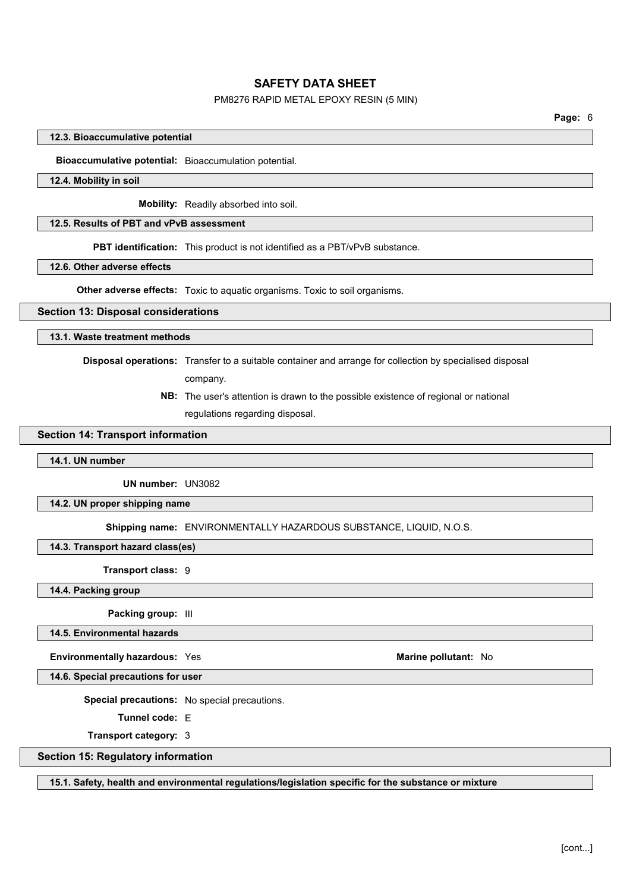### 12.3. Bioaccumulative potential

**Bioaccumulative potential:** Bioaccumulation potential.

### 12.4. Mobility in soil

**Mobility:** Readily absorbed into soil.

### 12.5. Results of PBT and vPvB assessment

**PBT identification:** This product is not identified as a PBT/vPvB substance.

### 12.6. Other adverse effects

**Other adverse effects:** Toxic to aquatic organisms. Toxic to soil organisms.

## Section 13: Disposal considerations

### 13.1. Waste treatment methods

**Disposal operations:** Transfer to a suitable container and arrange for collection by specialised disposal company.

**NB:** The user's attention is drawn to the possible existence of regional or national regulations regarding disposal.

## Section 14: Transport information

### 14.1. UN number

**UN number:** UN3082

### 14.2. UN proper shipping name

**Shipping name:** ENVIRONMENTALLY HAZARDOUS SUBSTANCE, LIQUID, N.O.S.

### 14.3. Transport hazard class(es)

**Transport class:** 9

### 14.4. Packing group

**Packing group:** III

### 14.5. Environmental hazards

**Environmentally hazardous:** Yes

**Marine pollutant:** No

### 14.6. Special precautions for user

**Special precautions:** No special precautions.

**Tunnel code:** E

**Transport category:** 3

## Section 15: Regulatory information

### 15.1. Safety, health and environmental regulations/legislation specific for the substance or mixture

[cont...]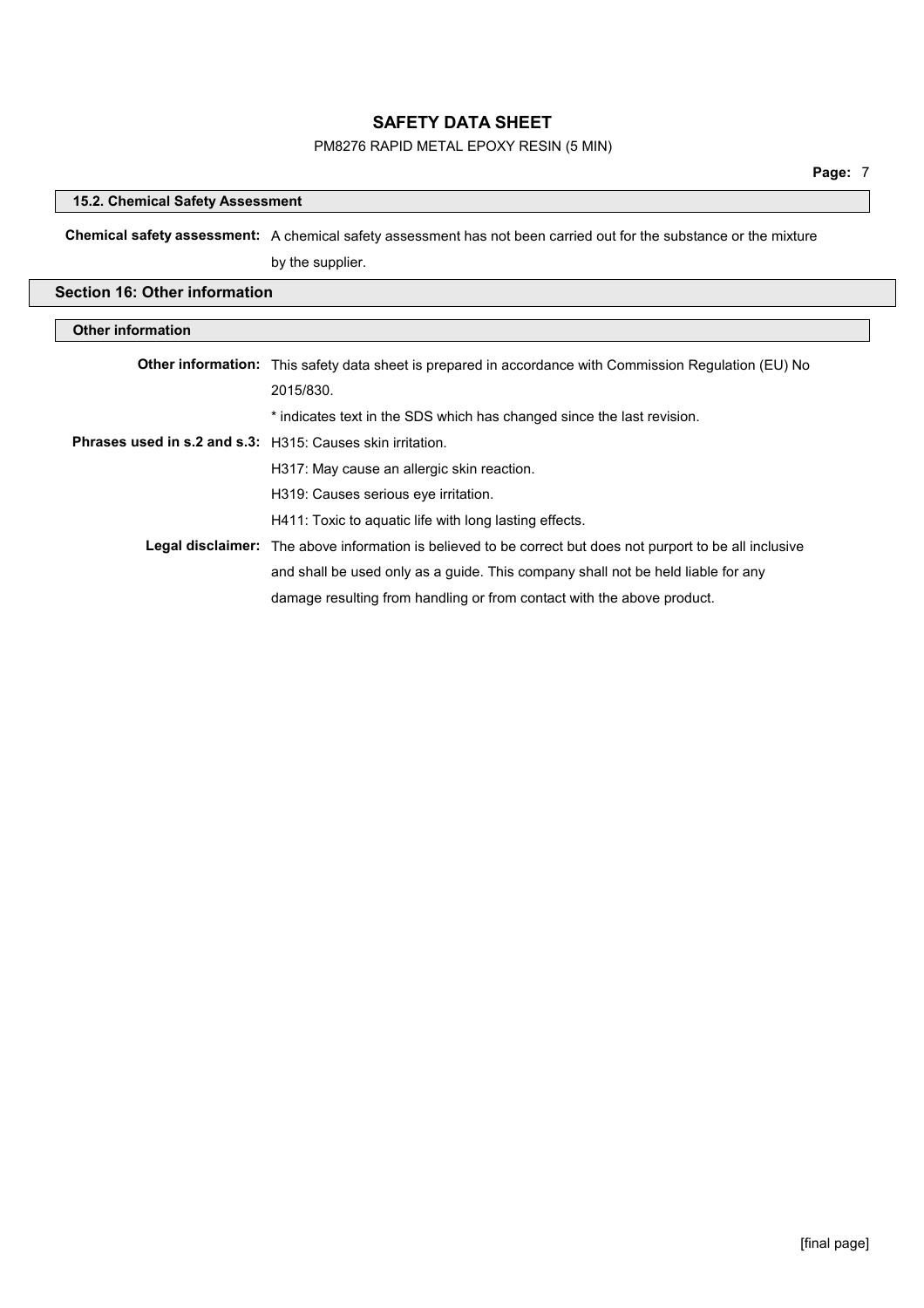#### 15.2. Chemical Safety Assessment

**Chemical safety assessment:** A chemical safety assessment has not been carried out for the substance or the mixture by the supplier.

## Section 16: Other information

#### Other information

**Other information:** This safety data sheet is prepared in accordance with Commission Regulation (EU) No 2015/830.

* indicates text in the SDS which has changed since the last revision.

**Phrases used in s.2 and s.3:** H315: Causes skin irritation.

H317: May cause an allergic skin reaction.

H319: Causes serious eye irritation.

H411: Toxic to aquatic life with long lasting effects.

**Legal disclaimer:** The above information is believed to be correct but does not purport to be all inclusive and shall be used only as a guide. This company shall not be held liable for any damage resulting from handling or from contact with the above product.

[final page]